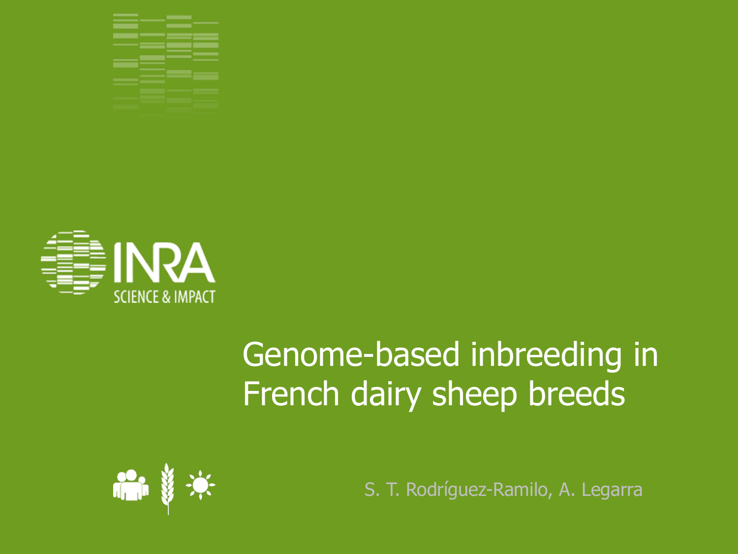INRA

SCIENCE & IMPACT

# Genome-based inbreeding in French dairy sheep breeds

S. T. Rodríguez-Ramilo, A. Legarra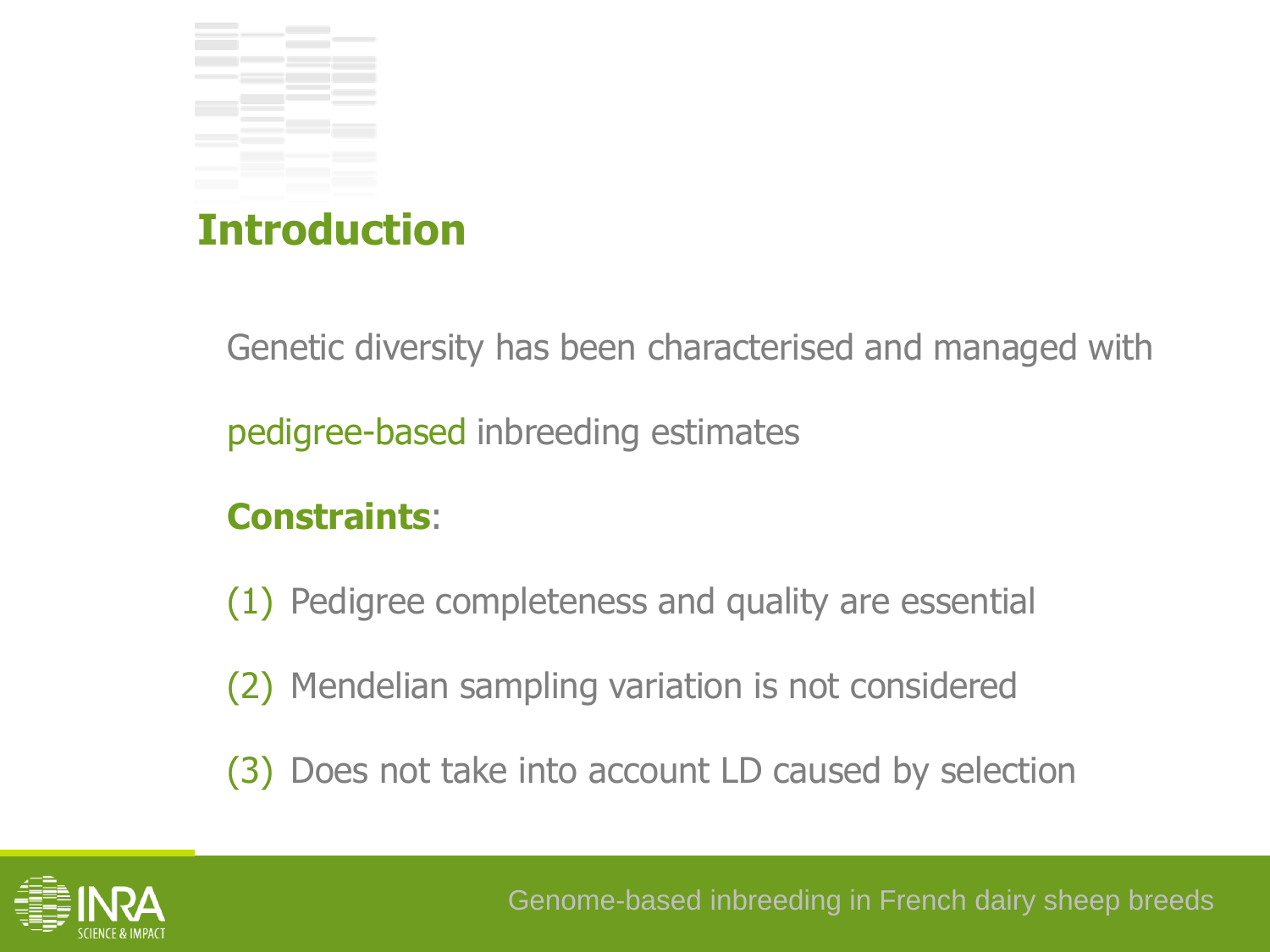# Introduction

Genetic diversity has been characterised and managed with pedigree-based inbreeding estimates

**Constraints**:

(1) Pedigree completeness and quality are essential

(2) Mendelian sampling variation is not considered

(3) Does not take into account LD caused by selection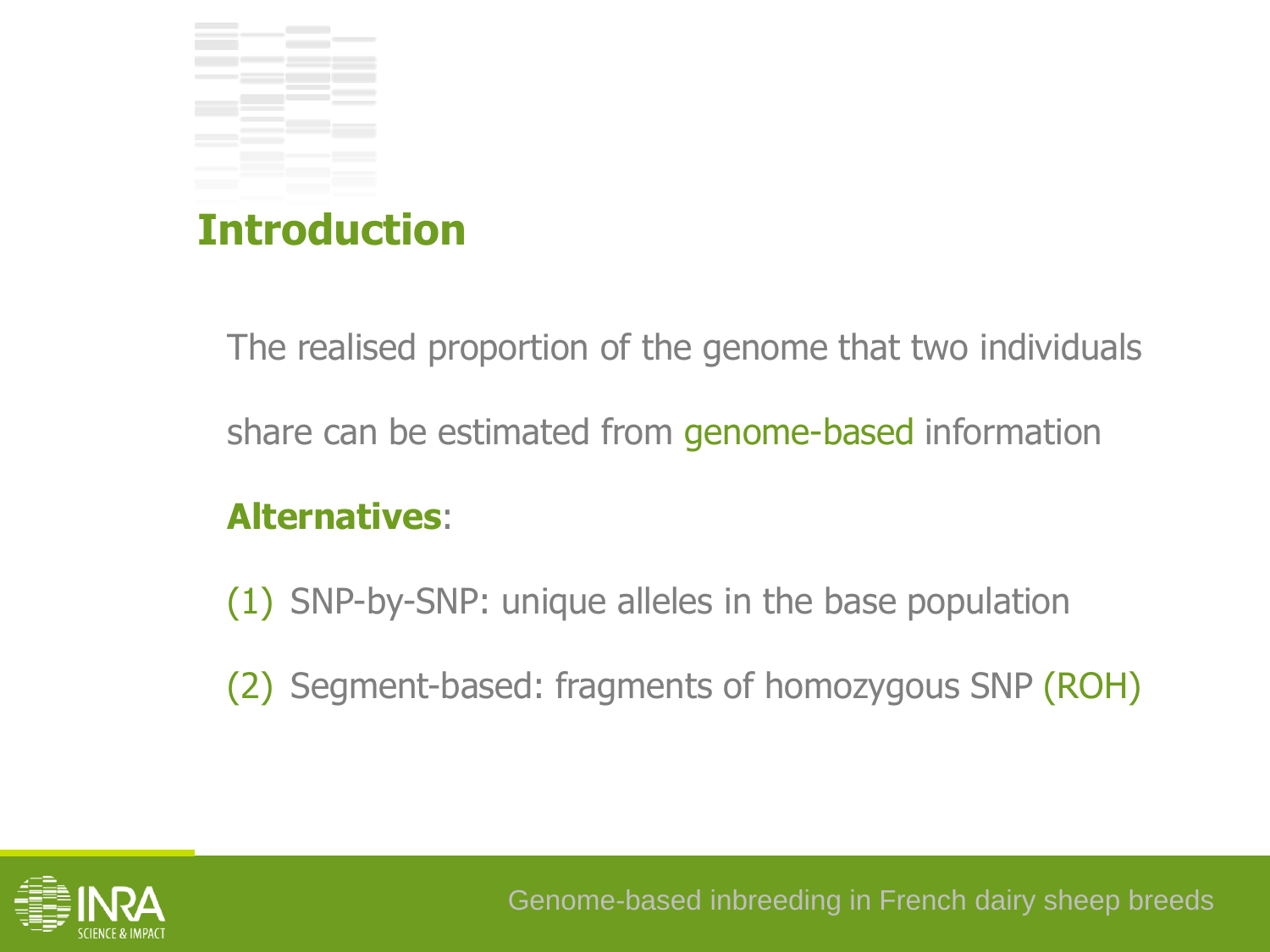# Introduction

The realised proportion of the genome that two individuals share can be estimated from genome-based information

**Alternatives**:

(1) SNP-by-SNP: unique alleles in the base population

(2) Segment-based: fragments of homozygous SNP (ROH)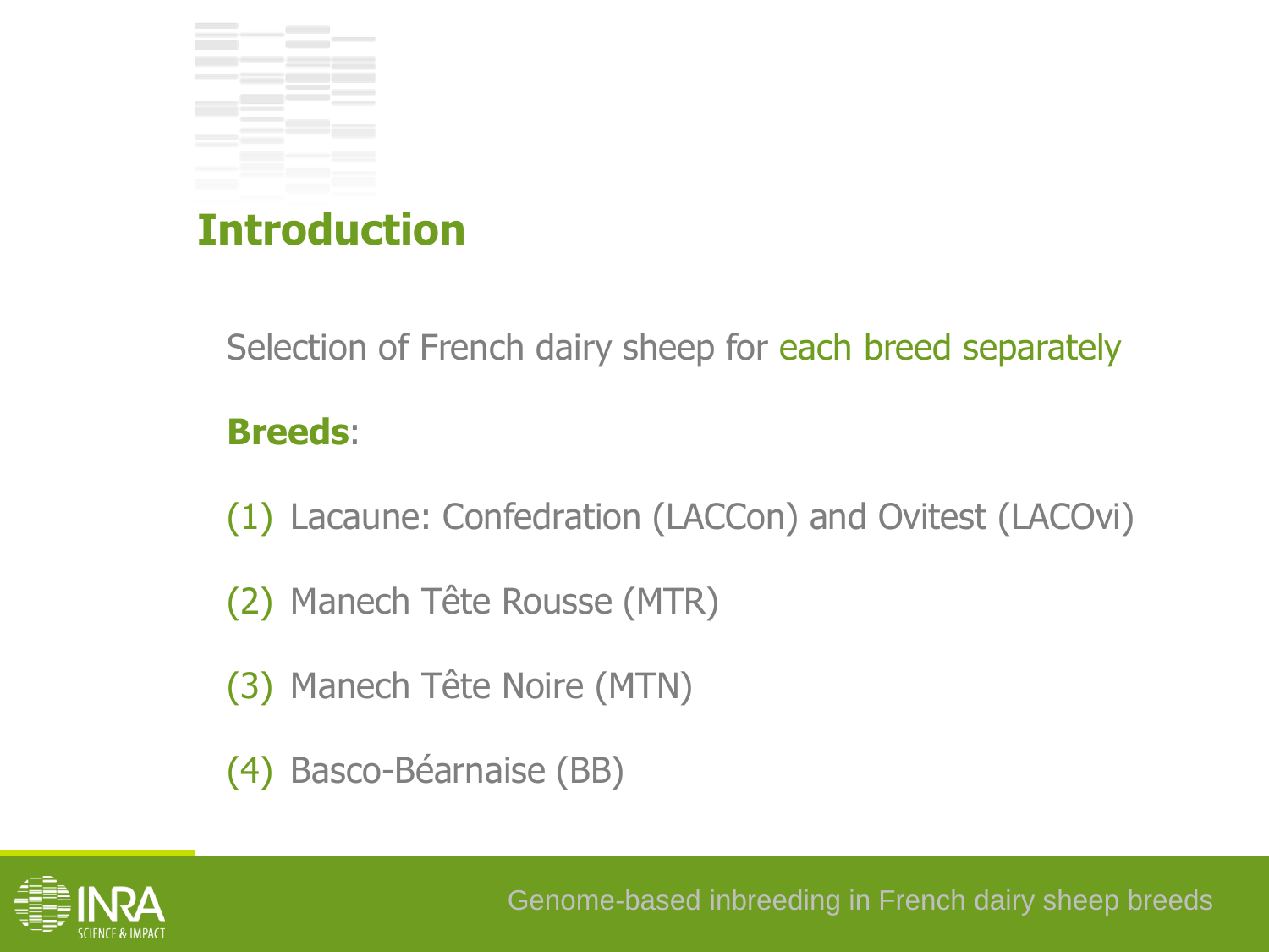# Introduction

Selection of French dairy sheep for each breed separately

**Breeds**:

(1) Lacaune: Confedration (LACCon) and Ovitest (LACOvi)

(2) Manech Tête Rousse (MTR)

(3) Manech Tête Noire (MTN)

(4) Basco-Béarnaise (BB)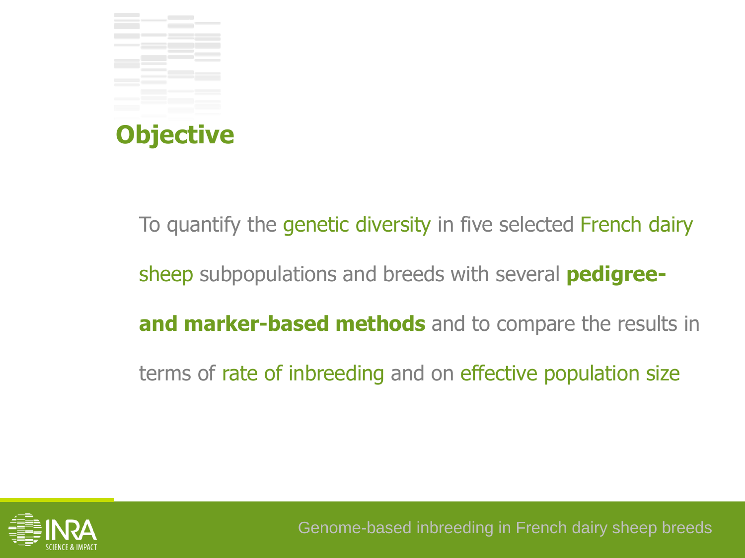## Objective

To quantify the genetic diversity in five selected French dairy sheep subpopulations and breeds with several **pedigree- and marker-based methods** and to compare the results in terms of rate of inbreeding and on effective population size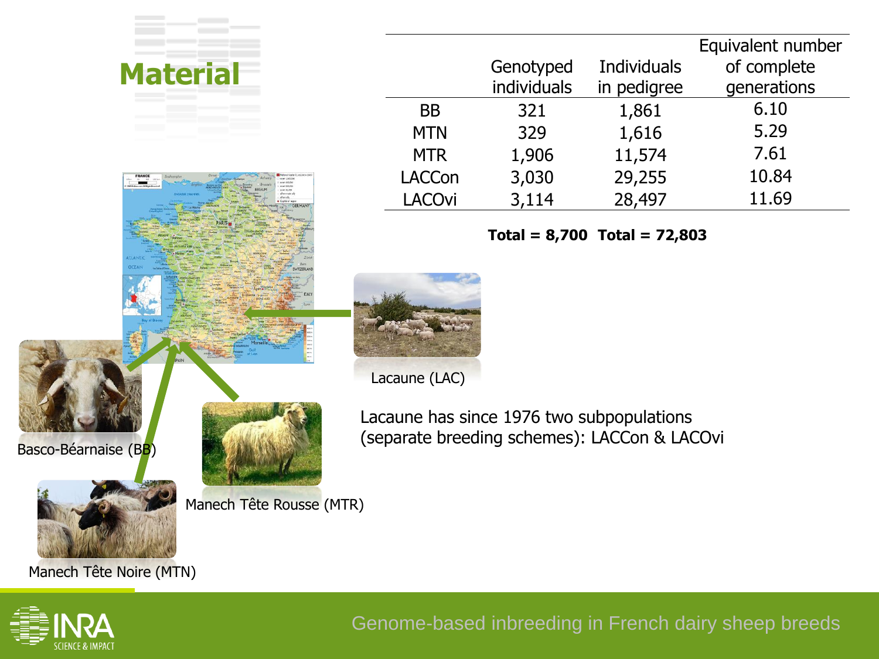# Material

| | Genotyped individuals | Individuals in pedigree | Equivalent number of complete generations |
|---|---|---|---|
| BB | 321 | 1,861 | 6.10 |
| MTN | 329 | 1,616 | 5.29 |
| MTR | 1,906 | 11,574 | 7.61 |
| LACCon | 3,030 | 29,255 | 10.84 |
| LACOvi | 3,114 | 28,497 | 11.69 |

**Total = 8,700 Total = 72,803**

Lacaune (LAC)

Basco-Béarnaise (BB)

Manech Tête Rousse (MTR)

Manech Tête Noire (MTN)

Lacaune has since 1976 two subpopulations (separate breeding schemes): LACCon & LACOvi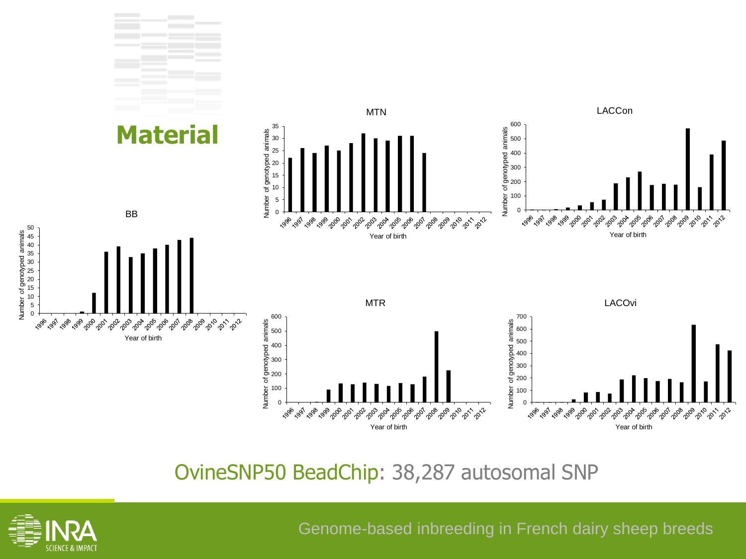# Material

MTN

LACCon

BB

MTR

LACOvi

OvineSNP50 BeadChip: 38,287 autosomal SNP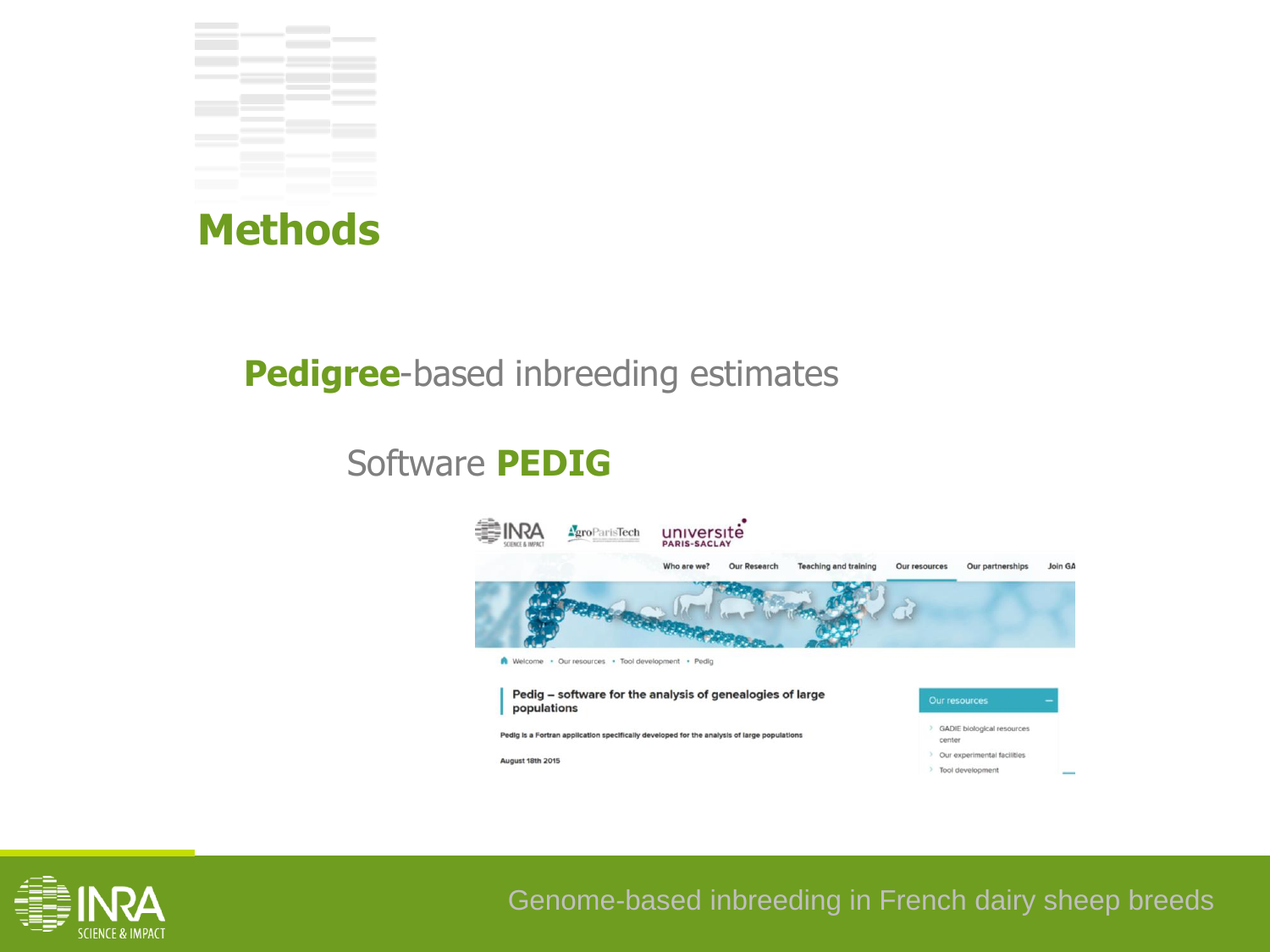# Methods

**Pedigree**-based inbreeding estimates

Software **PEDIG**

Pedig – software for the analysis of genealogies of large populations

Pedig is a Fortran application specifically developed for the analysis of large populations

August 18th 2015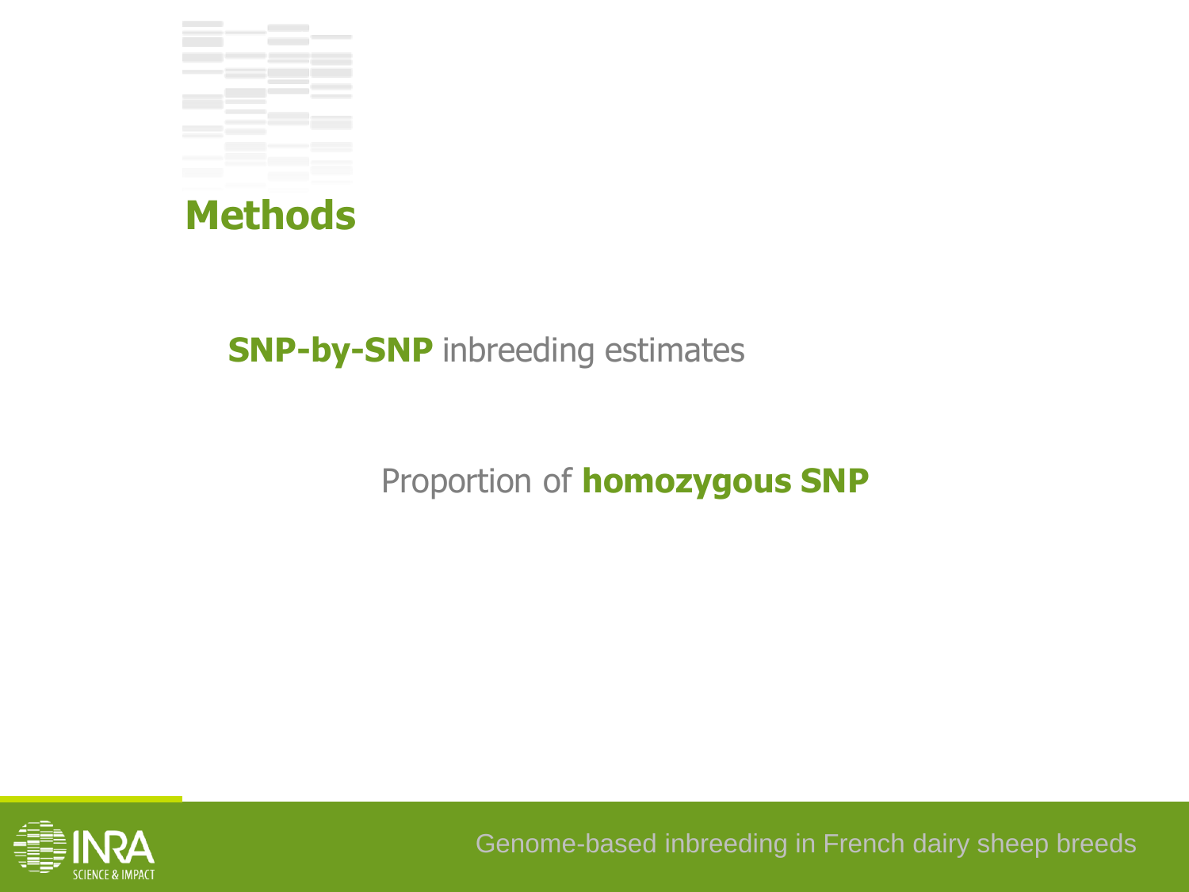# Methods

**SNP-by-SNP** inbreeding estimates

Proportion of **homozygous SNP**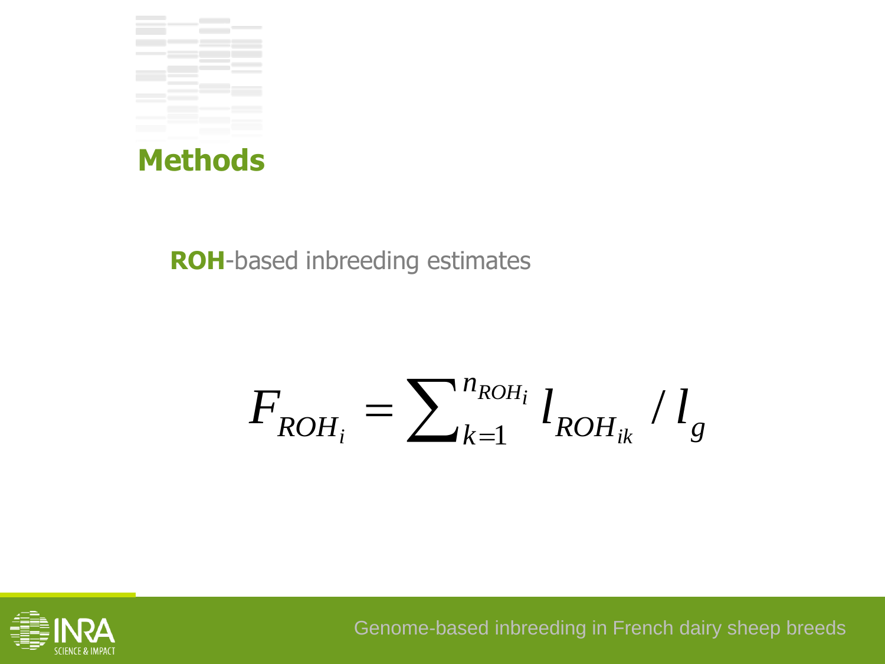## Methods

**ROH**-based inbreeding estimates

$$F_{ROH_i} = \sum_{k=1}^{n_{ROH_i}} l_{ROH_{ik}} / l_g$$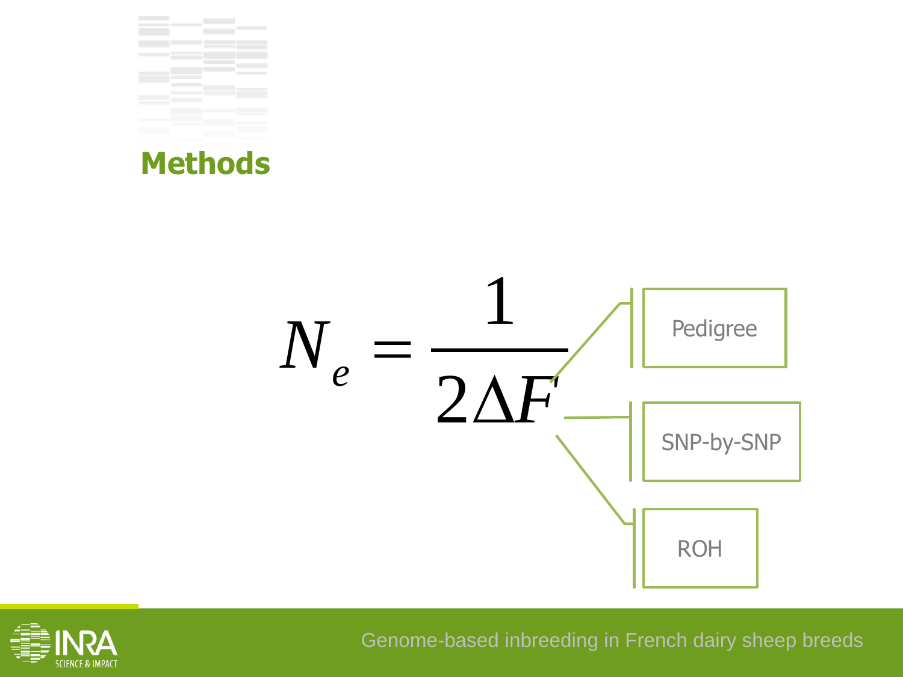# Methods

$$N_e = \frac{1}{2\Delta F}$$

- Pedigree
- SNP-by-SNP
- ROH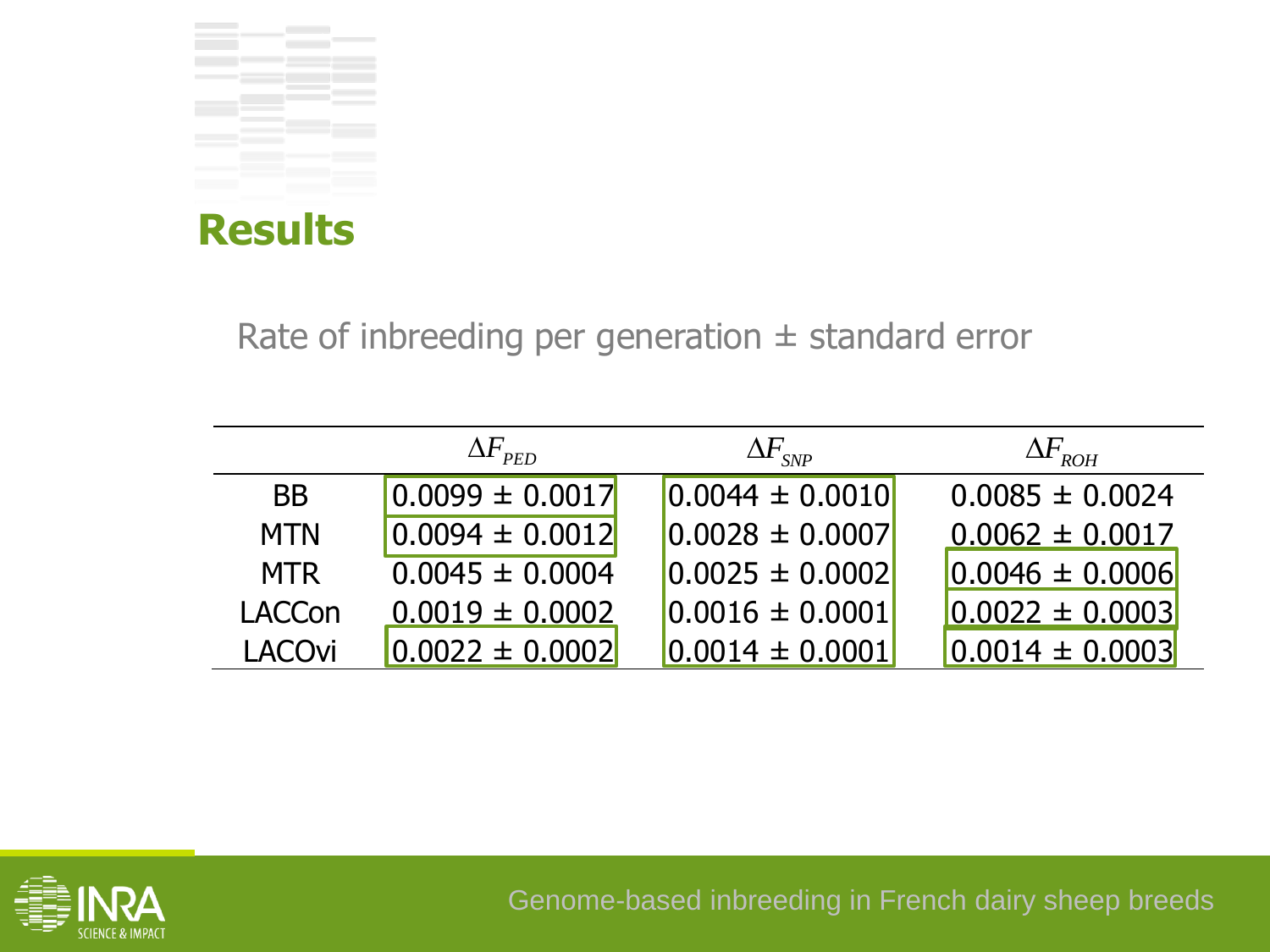# Results

Rate of inbreeding per generation ± standard error

| | $\Delta F_{PED}$ | $\Delta F_{SNP}$ | $\Delta F_{ROH}$ |
|---|---|---|---|
| BB | 0.0099 ± 0.0017 | 0.0044 ± 0.0010 | 0.0085 ± 0.0024 |
| MTN | 0.0094 ± 0.0012 | 0.0028 ± 0.0007 | 0.0062 ± 0.0017 |
| MTR | 0.0045 ± 0.0004 | 0.0025 ± 0.0002 | 0.0046 ± 0.0006 |
| LACCon | 0.0019 ± 0.0002 | 0.0016 ± 0.0001 | 0.0022 ± 0.0003 |
| LACOvi | 0.0022 ± 0.0002 | 0.0014 ± 0.0001 | 0.0014 ± 0.0003 |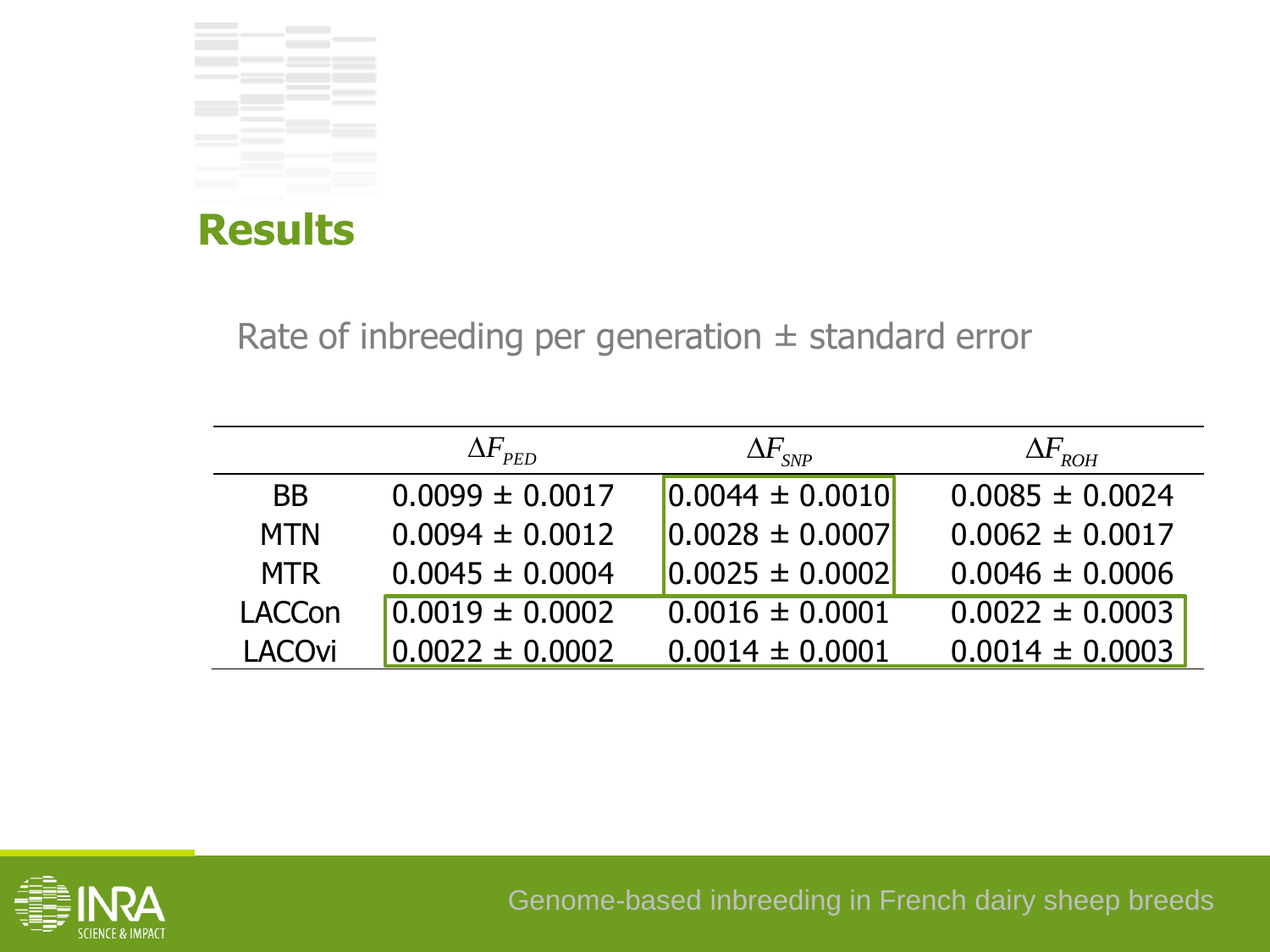## Results

Rate of inbreeding per generation ± standard error

| | $\Delta F_{PED}$ | $\Delta F_{SNP}$ | $\Delta F_{ROH}$ |
|---|---|---|---|
| BB | 0.0099 ± 0.0017 | 0.0044 ± 0.0010 | 0.0085 ± 0.0024 |
| MTN | 0.0094 ± 0.0012 | 0.0028 ± 0.0007 | 0.0062 ± 0.0017 |
| MTR | 0.0045 ± 0.0004 | 0.0025 ± 0.0002 | 0.0046 ± 0.0006 |
| LACCon | 0.0019 ± 0.0002 | 0.0016 ± 0.0001 | 0.0022 ± 0.0003 |
| LACOvi | 0.0022 ± 0.0002 | 0.0014 ± 0.0001 | 0.0014 ± 0.0003 |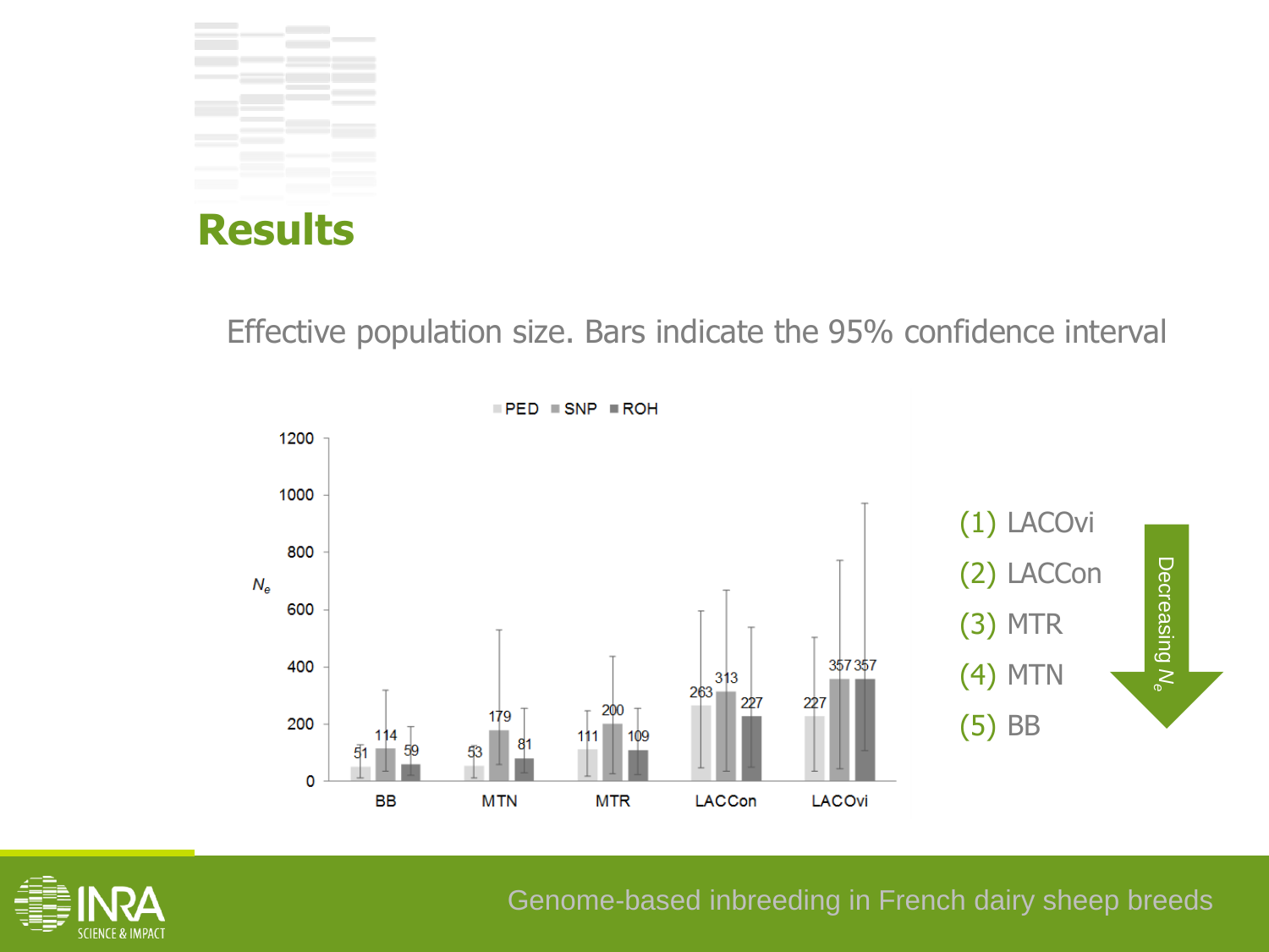# Results

Effective population size. Bars indicate the 95% confidence interval

| Breed | PED | SNP | ROH |
|---|---|---|---|
| BB | 51 | 114 | 59 |
| MTN | 53 | 179 | 81 |
| MTR | 111 | 200 | 109 |
| LACCon | 263 | 313 | 227 |
| LACOvi | 227 | 357 | 357 |

(1) LACOvi
(2) LACCon
(3) MTR
(4) MTN
(5) BB

Decreasing $N_e$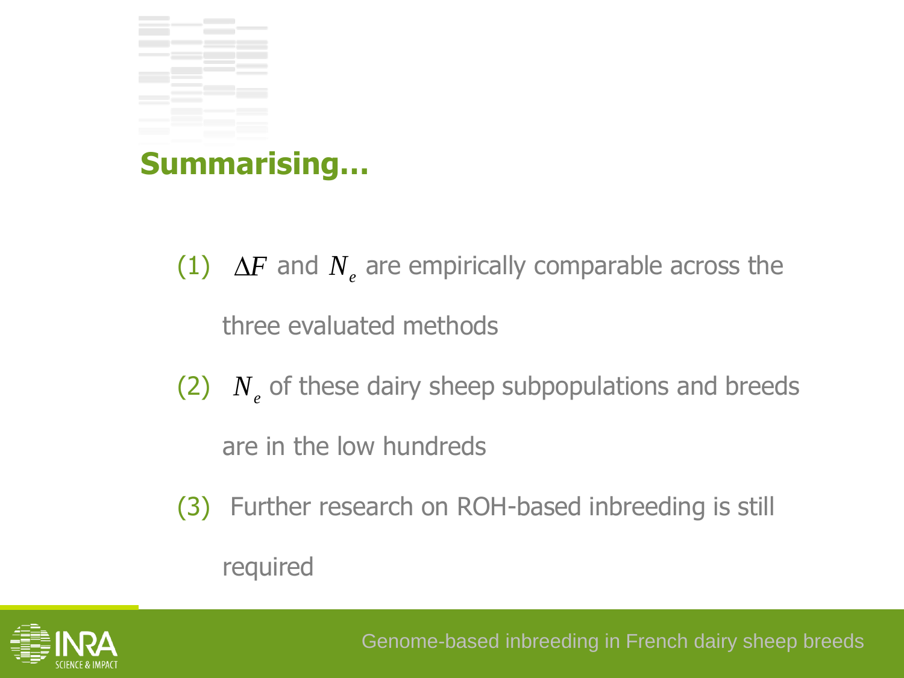## Summarising…

(1) $\Delta F$ and $N_e$ are empirically comparable across the three evaluated methods

(2) $N_e$ of these dairy sheep subpopulations and breeds are in the low hundreds

(3) Further research on ROH-based inbreeding is still required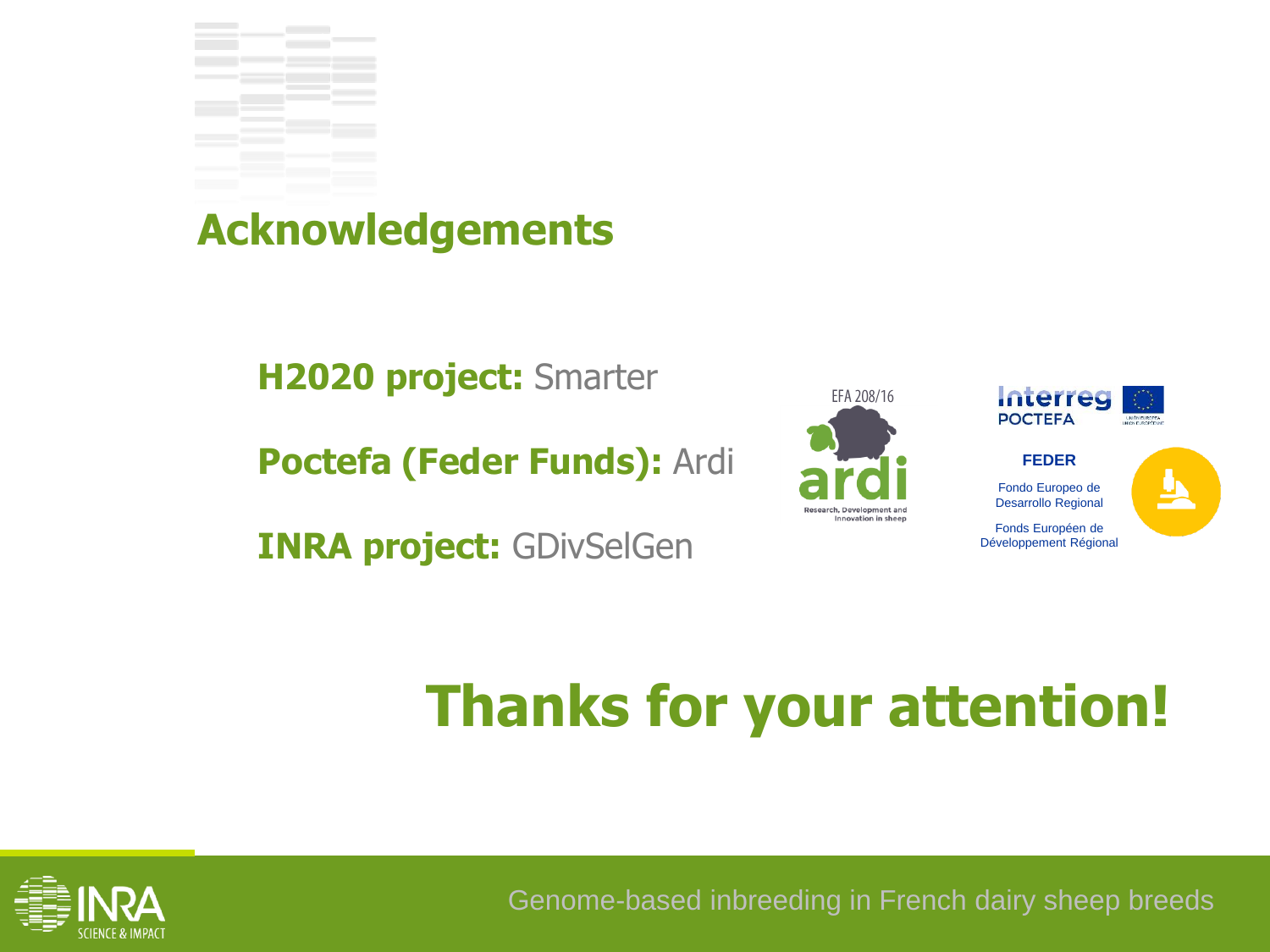# Acknowledgements

**H2020 project:** Smarter

**Poctefa (Feder Funds):** Ardi

**INRA project:** GDivSelGen

EFA 208/16

ardi

Research, Development and Innovation in sheep

Interreg POCTEFA

FEDER

Fondo Europeo de Desarrollo Regional

Fonds Européen de Développement Régional

# Thanks for your attention!